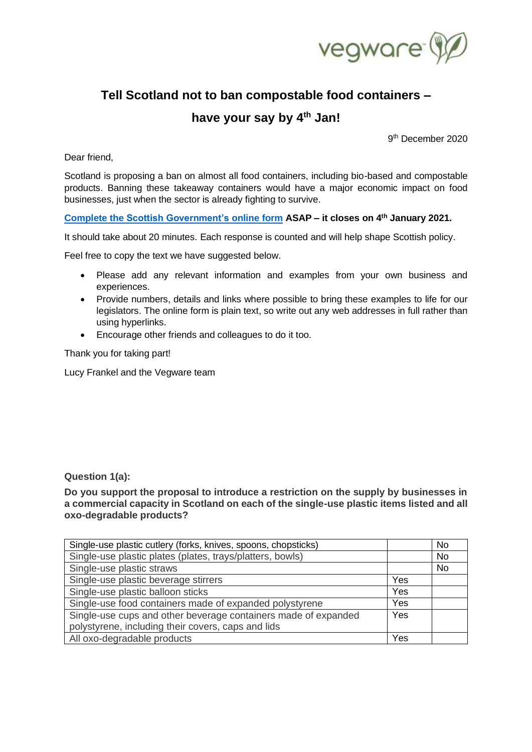# Tell Scotland not to ban compostable food containers – have your say by 4th Jan!

9th December 2020

Dear friend,

Scotland is proposing a ban on almost all food containers, including bio-based and compostable products. Banning these takeaway containers would have a major economic impact on food businesses, just when the sector is already fighting to survive.

**Complete the Scottish Government's online form ASAP – it closes on 4th January 2021.**

It should take about 20 minutes. Each response is counted and will help shape Scottish policy.

Feel free to copy the text we have suggested below.

- Please add any relevant information and examples from your own business and experiences.
- Provide numbers, details and links where possible to bring these examples to life for our legislators. The online form is plain text, so write out any web addresses in full rather than using hyperlinks.
- Encourage other friends and colleagues to do it too.

Thank you for taking part!

Lucy Frankel and the Vegware team

**Question 1(a):**

**Do you support the proposal to introduce a restriction on the supply by businesses in a commercial capacity in Scotland on each of the single-use plastic items listed and all oxo-degradable products?**

| | | |
|---|---|---|
| Single-use plastic cutlery (forks, knives, spoons, chopsticks) | | No |
| Single-use plastic plates (plates, trays/platters, bowls) | | No |
| Single-use plastic straws | | No |
| Single-use plastic beverage stirrers | Yes | |
| Single-use plastic balloon sticks | Yes | |
| Single-use food containers made of expanded polystyrene | Yes | |
| Single-use cups and other beverage containers made of expanded polystyrene, including their covers, caps and lids | Yes | |
| All oxo-degradable products | Yes | |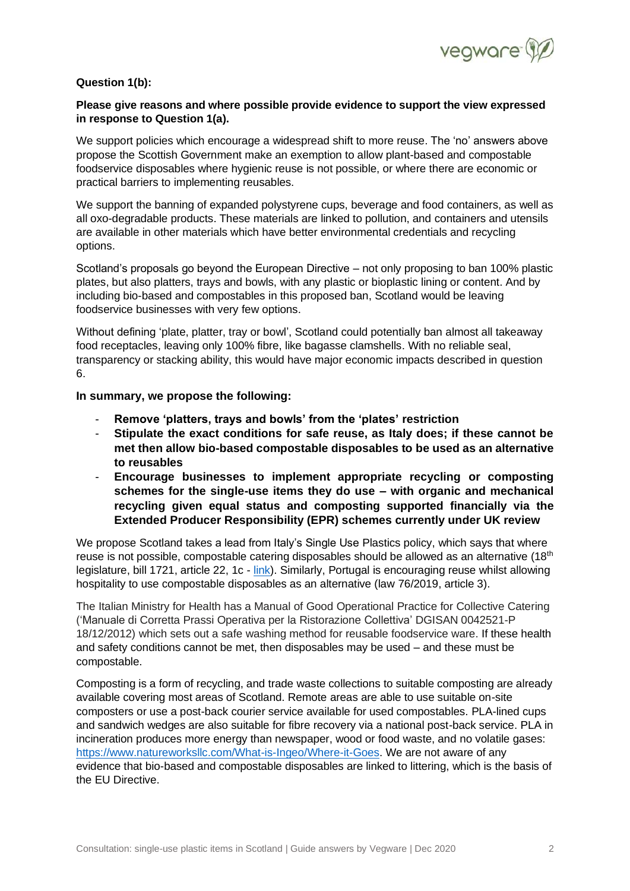**Question 1(b):**

**Please give reasons and where possible provide evidence to support the view expressed in response to Question 1(a).**

We support policies which encourage a widespread shift to more reuse. The 'no' answers above propose the Scottish Government make an exemption to allow plant-based and compostable foodservice disposables where hygienic reuse is not possible, or where there are economic or practical barriers to implementing reusables.

We support the banning of expanded polystyrene cups, beverage and food containers, as well as all oxo-degradable products. These materials are linked to pollution, and containers and utensils are available in other materials which have better environmental credentials and recycling options.

Scotland's proposals go beyond the European Directive – not only proposing to ban 100% plastic plates, but also platters, trays and bowls, with any plastic or bioplastic lining or content. And by including bio-based and compostables in this proposed ban, Scotland would be leaving foodservice businesses with very few options.

Without defining 'plate, platter, tray or bowl', Scotland could potentially ban almost all takeaway food receptacles, leaving only 100% fibre, like bagasse clamshells. With no reliable seal, transparency or stacking ability, this would have major economic impacts described in question 6.

**In summary, we propose the following:**

- **Remove 'platters, trays and bowls' from the 'plates' restriction**
- **Stipulate the exact conditions for safe reuse, as Italy does; if these cannot be met then allow bio-based compostable disposables to be used as an alternative to reusables**
- **Encourage businesses to implement appropriate recycling or composting schemes for the single-use items they do use – with organic and mechanical recycling given equal status and composting supported financially via the Extended Producer Responsibility (EPR) schemes currently under UK review**

We propose Scotland takes a lead from Italy's Single Use Plastics policy, which says that where reuse is not possible, compostable catering disposables should be allowed as an alternative (18th legislature, bill 1721, article 22, 1c - link). Similarly, Portugal is encouraging reuse whilst allowing hospitality to use compostable disposables as an alternative (law 76/2019, article 3).

The Italian Ministry for Health has a Manual of Good Operational Practice for Collective Catering ('Manuale di Corretta Prassi Operativa per la Ristorazione Collettiva' DGISAN 0042521-P 18/12/2012) which sets out a safe washing method for reusable foodservice ware. If these health and safety conditions cannot be met, then disposables may be used – and these must be compostable.

Composting is a form of recycling, and trade waste collections to suitable composting are already available covering most areas of Scotland. Remote areas are able to use suitable on-site composters or use a post-back courier service available for used compostables. PLA-lined cups and sandwich wedges are also suitable for fibre recovery via a national post-back service. PLA in incineration produces more energy than newspaper, wood or food waste, and no volatile gases: https://www.natureworksllc.com/What-is-Ingeo/Where-it-Goes. We are not aware of any evidence that bio-based and compostable disposables are linked to littering, which is the basis of the EU Directive.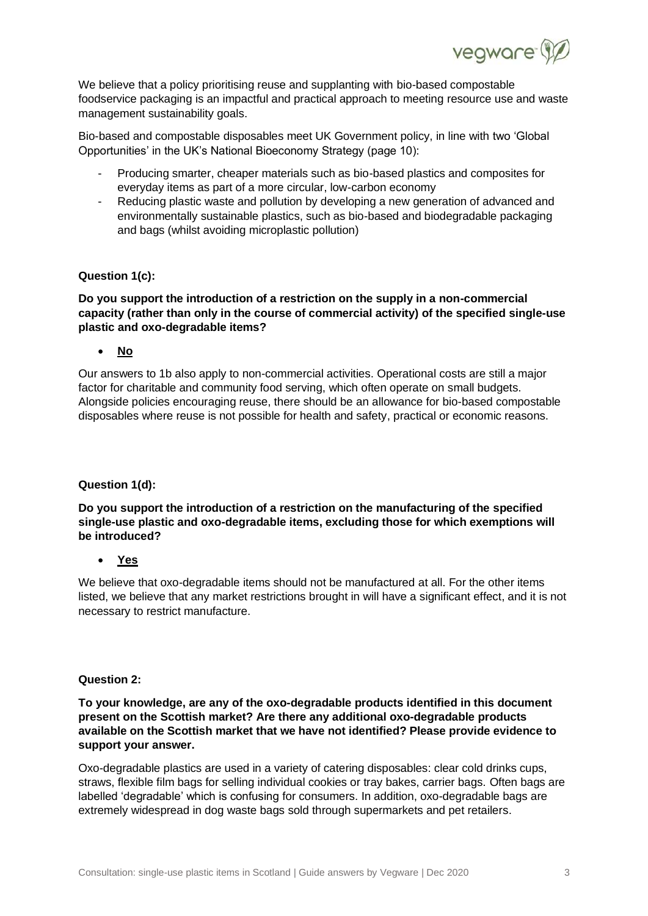We believe that a policy prioritising reuse and supplanting with bio-based compostable foodservice packaging is an impactful and practical approach to meeting resource use and waste management sustainability goals.

Bio-based and compostable disposables meet UK Government policy, in line with two 'Global Opportunities' in the UK's National Bioeconomy Strategy (page 10):

- Producing smarter, cheaper materials such as bio-based plastics and composites for everyday items as part of a more circular, low-carbon economy
- Reducing plastic waste and pollution by developing a new generation of advanced and environmentally sustainable plastics, such as bio-based and biodegradable packaging and bags (whilst avoiding microplastic pollution)

**Question 1(c):**

**Do you support the introduction of a restriction on the supply in a non-commercial capacity (rather than only in the course of commercial activity) of the specified single-use plastic and oxo-degradable items?**

- **No**

Our answers to 1b also apply to non-commercial activities. Operational costs are still a major factor for charitable and community food serving, which often operate on small budgets. Alongside policies encouraging reuse, there should be an allowance for bio-based compostable disposables where reuse is not possible for health and safety, practical or economic reasons.

**Question 1(d):**

**Do you support the introduction of a restriction on the manufacturing of the specified single-use plastic and oxo-degradable items, excluding those for which exemptions will be introduced?**

- **Yes**

We believe that oxo-degradable items should not be manufactured at all. For the other items listed, we believe that any market restrictions brought in will have a significant effect, and it is not necessary to restrict manufacture.

**Question 2:**

**To your knowledge, are any of the oxo-degradable products identified in this document present on the Scottish market? Are there any additional oxo-degradable products available on the Scottish market that we have not identified? Please provide evidence to support your answer.**

Oxo-degradable plastics are used in a variety of catering disposables: clear cold drinks cups, straws, flexible film bags for selling individual cookies or tray bakes, carrier bags. Often bags are labelled 'degradable' which is confusing for consumers. In addition, oxo-degradable bags are extremely widespread in dog waste bags sold through supermarkets and pet retailers.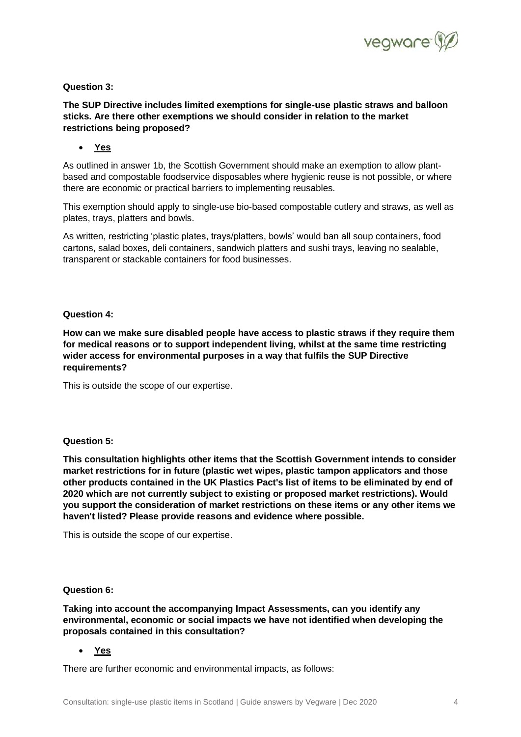**Question 3:**

**The SUP Directive includes limited exemptions for single-use plastic straws and balloon sticks. Are there other exemptions we should consider in relation to the market restrictions being proposed?**

- **Yes**

As outlined in answer 1b, the Scottish Government should make an exemption to allow plant-based and compostable foodservice disposables where hygienic reuse is not possible, or where there are economic or practical barriers to implementing reusables.

This exemption should apply to single-use bio-based compostable cutlery and straws, as well as plates, trays, platters and bowls.

As written, restricting 'plastic plates, trays/platters, bowls' would ban all soup containers, food cartons, salad boxes, deli containers, sandwich platters and sushi trays, leaving no sealable, transparent or stackable containers for food businesses.

**Question 4:**

**How can we make sure disabled people have access to plastic straws if they require them for medical reasons or to support independent living, whilst at the same time restricting wider access for environmental purposes in a way that fulfils the SUP Directive requirements?**

This is outside the scope of our expertise.

**Question 5:**

**This consultation highlights other items that the Scottish Government intends to consider market restrictions for in future (plastic wet wipes, plastic tampon applicators and those other products contained in the UK Plastics Pact's list of items to be eliminated by end of 2020 which are not currently subject to existing or proposed market restrictions). Would you support the consideration of market restrictions on these items or any other items we haven't listed? Please provide reasons and evidence where possible.**

This is outside the scope of our expertise.

**Question 6:**

**Taking into account the accompanying Impact Assessments, can you identify any environmental, economic or social impacts we have not identified when developing the proposals contained in this consultation?**

- **Yes**

There are further economic and environmental impacts, as follows: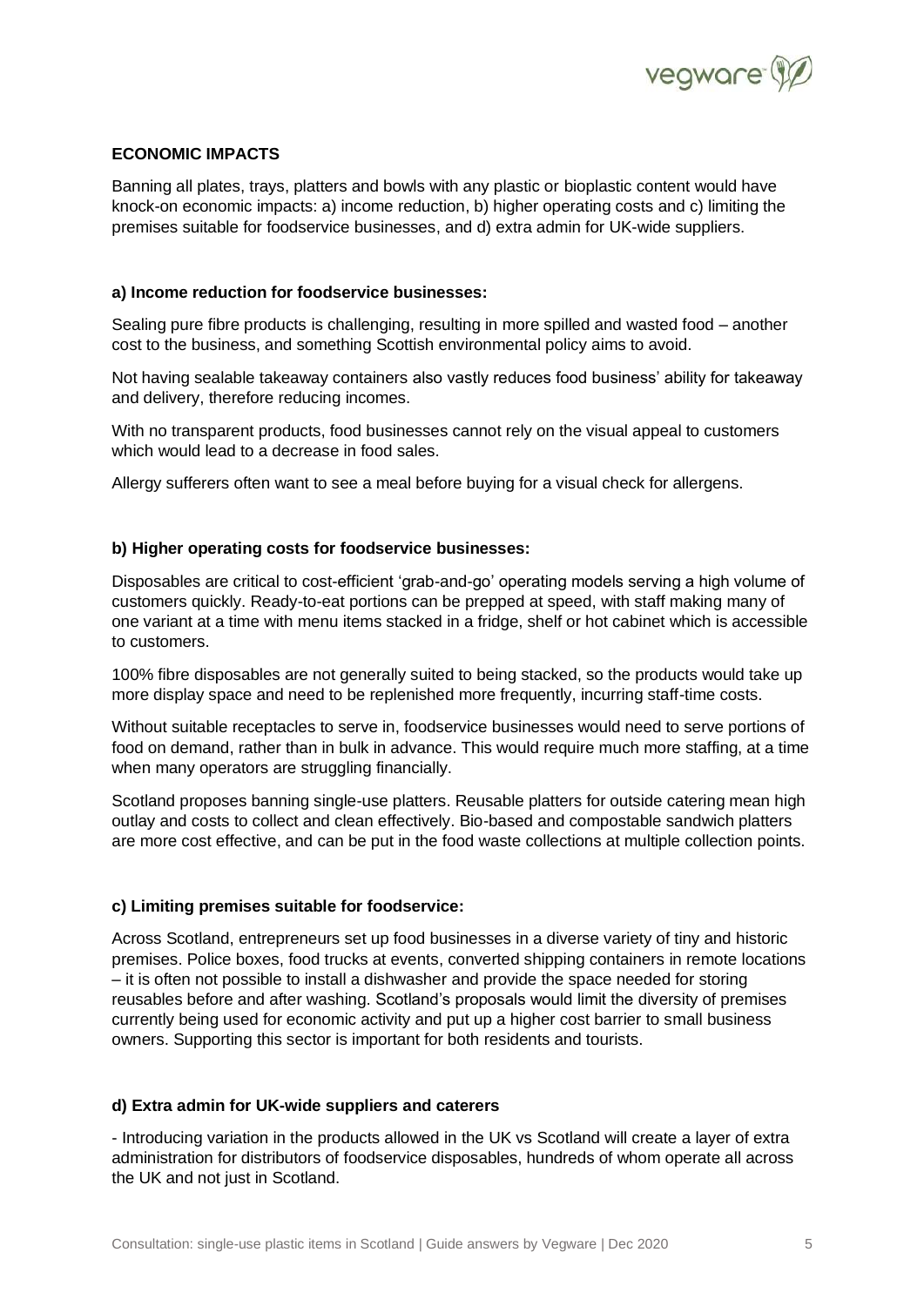## ECONOMIC IMPACTS

Banning all plates, trays, platters and bowls with any plastic or bioplastic content would have knock-on economic impacts: a) income reduction, b) higher operating costs and c) limiting the premises suitable for foodservice businesses, and d) extra admin for UK-wide suppliers.

### a) Income reduction for foodservice businesses:

Sealing pure fibre products is challenging, resulting in more spilled and wasted food – another cost to the business, and something Scottish environmental policy aims to avoid.

Not having sealable takeaway containers also vastly reduces food business' ability for takeaway and delivery, therefore reducing incomes.

With no transparent products, food businesses cannot rely on the visual appeal to customers which would lead to a decrease in food sales.

Allergy sufferers often want to see a meal before buying for a visual check for allergens.

### b) Higher operating costs for foodservice businesses:

Disposables are critical to cost-efficient 'grab-and-go' operating models serving a high volume of customers quickly. Ready-to-eat portions can be prepped at speed, with staff making many of one variant at a time with menu items stacked in a fridge, shelf or hot cabinet which is accessible to customers.

100% fibre disposables are not generally suited to being stacked, so the products would take up more display space and need to be replenished more frequently, incurring staff-time costs.

Without suitable receptacles to serve in, foodservice businesses would need to serve portions of food on demand, rather than in bulk in advance. This would require much more staffing, at a time when many operators are struggling financially.

Scotland proposes banning single-use platters. Reusable platters for outside catering mean high outlay and costs to collect and clean effectively. Bio-based and compostable sandwich platters are more cost effective, and can be put in the food waste collections at multiple collection points.

### c) Limiting premises suitable for foodservice:

Across Scotland, entrepreneurs set up food businesses in a diverse variety of tiny and historic premises. Police boxes, food trucks at events, converted shipping containers in remote locations – it is often not possible to install a dishwasher and provide the space needed for storing reusables before and after washing. Scotland's proposals would limit the diversity of premises currently being used for economic activity and put up a higher cost barrier to small business owners. Supporting this sector is important for both residents and tourists.

### d) Extra admin for UK-wide suppliers and caterers

- Introducing variation in the products allowed in the UK vs Scotland will create a layer of extra administration for distributors of foodservice disposables, hundreds of whom operate all across the UK and not just in Scotland.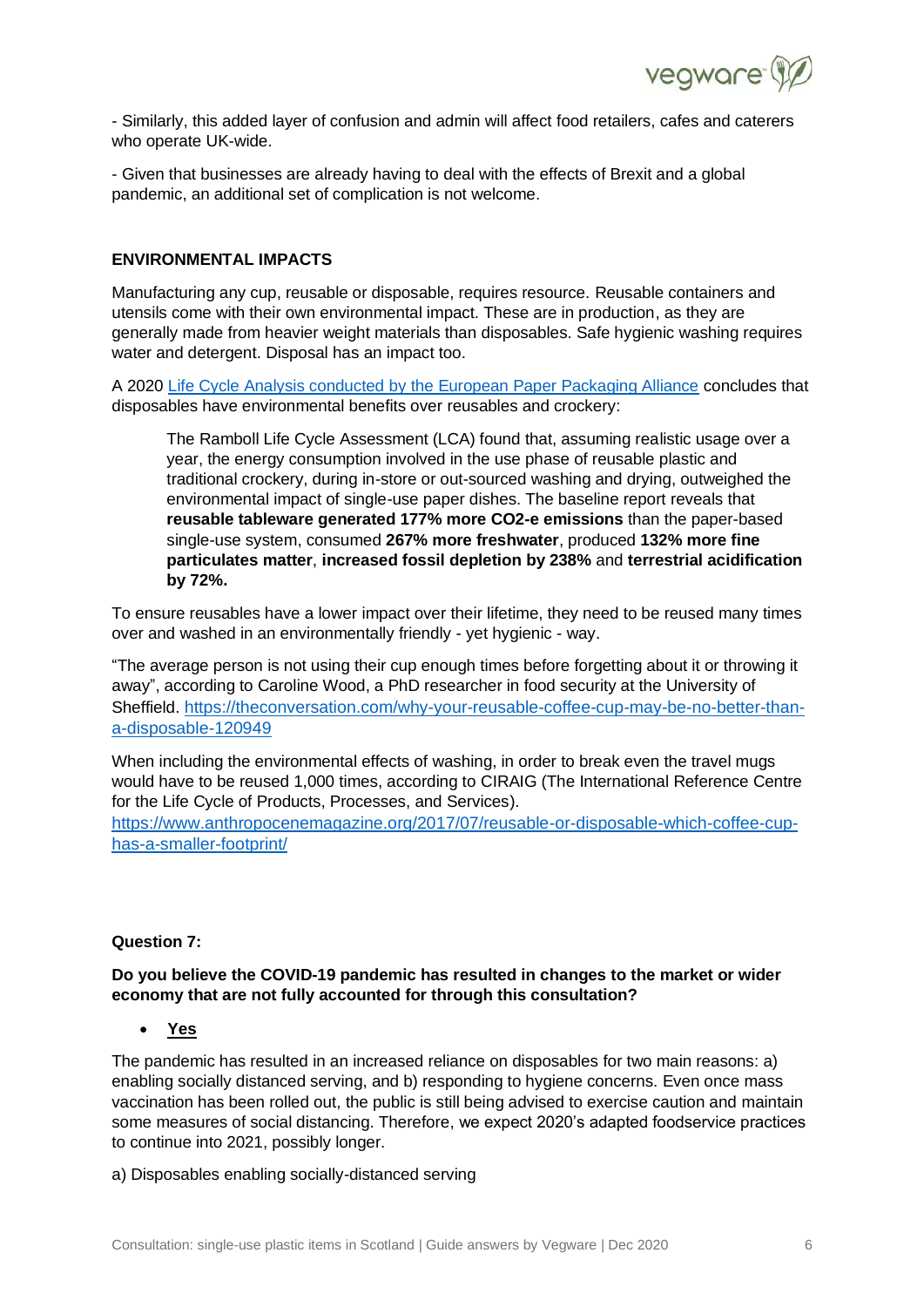- Similarly, this added layer of confusion and admin will affect food retailers, cafes and caterers who operate UK-wide.

- Given that businesses are already having to deal with the effects of Brexit and a global pandemic, an additional set of complication is not welcome.

**ENVIRONMENTAL IMPACTS**

Manufacturing any cup, reusable or disposable, requires resource. Reusable containers and utensils come with their own environmental impact. These are in production, as they are generally made from heavier weight materials than disposables. Safe hygienic washing requires water and detergent. Disposal has an impact too.

A 2020 [Life Cycle Analysis conducted by the European Paper Packaging Alliance](#) concludes that disposables have environmental benefits over reusables and crockery:

> The Ramboll Life Cycle Assessment (LCA) found that, assuming realistic usage over a year, the energy consumption involved in the use phase of reusable plastic and traditional crockery, during in-store or out-sourced washing and drying, outweighed the environmental impact of single-use paper dishes. The baseline report reveals that **reusable tableware generated 177% more CO2-e emissions** than the paper-based single-use system, consumed **267% more freshwater**, produced **132% more fine particulates matter**, **increased fossil depletion by 238%** and **terrestrial acidification by 72%.**

To ensure reusables have a lower impact over their lifetime, they need to be reused many times over and washed in an environmentally friendly - yet hygienic - way.

"The average person is not using their cup enough times before forgetting about it or throwing it away", according to Caroline Wood, a PhD researcher in food security at the University of Sheffield. https://theconversation.com/why-your-reusable-coffee-cup-may-be-no-better-than-a-disposable-120949

When including the environmental effects of washing, in order to break even the travel mugs would have to be reused 1,000 times, according to CIRAIG (The International Reference Centre for the Life Cycle of Products, Processes, and Services).
https://www.anthropocenemagazine.org/2017/07/reusable-or-disposable-which-coffee-cup-has-a-smaller-footprint/

**Question 7:**

**Do you believe the COVID-19 pandemic has resulted in changes to the market or wider economy that are not fully accounted for through this consultation?**

- **<u>Yes</u>**

The pandemic has resulted in an increased reliance on disposables for two main reasons: a) enabling socially distanced serving, and b) responding to hygiene concerns. Even once mass vaccination has been rolled out, the public is still being advised to exercise caution and maintain some measures of social distancing. Therefore, we expect 2020's adapted foodservice practices to continue into 2021, possibly longer.

a) Disposables enabling socially-distanced serving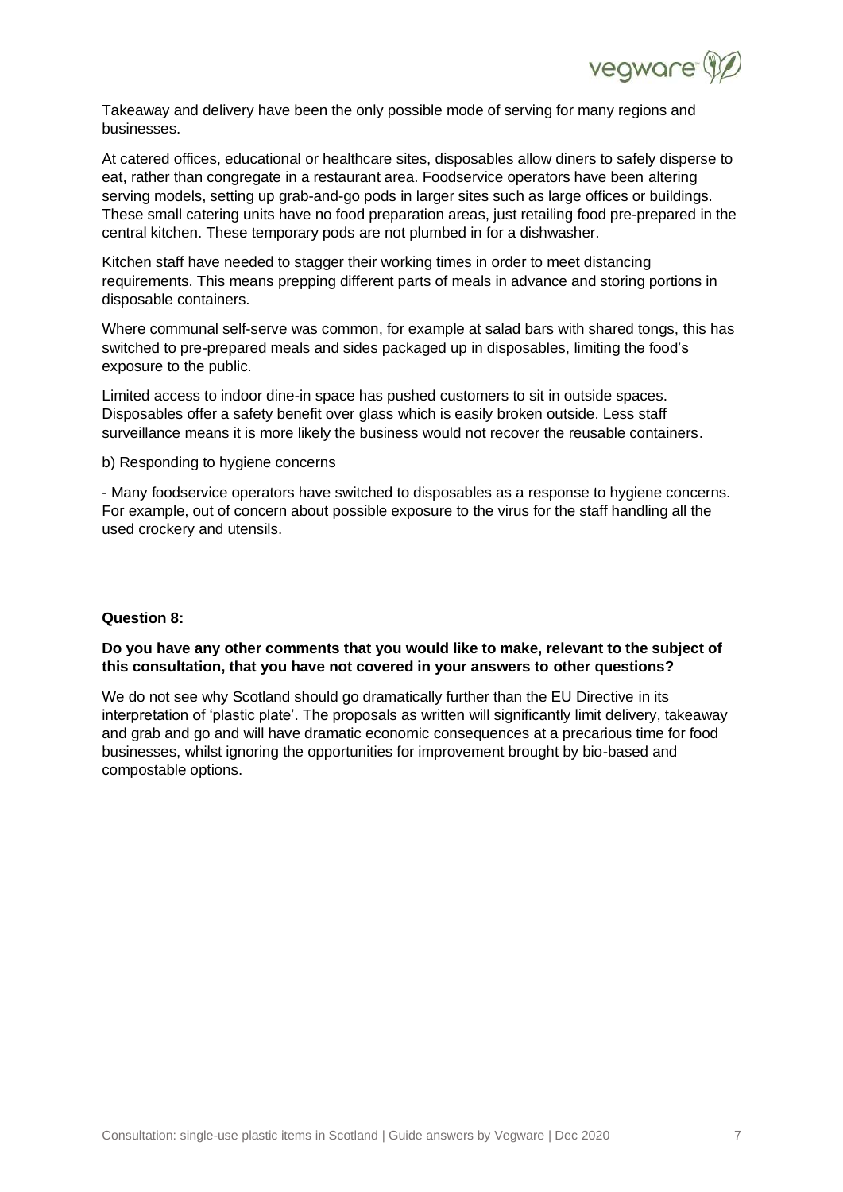Takeaway and delivery have been the only possible mode of serving for many regions and businesses.

At catered offices, educational or healthcare sites, disposables allow diners to safely disperse to eat, rather than congregate in a restaurant area. Foodservice operators have been altering serving models, setting up grab-and-go pods in larger sites such as large offices or buildings. These small catering units have no food preparation areas, just retailing food pre-prepared in the central kitchen. These temporary pods are not plumbed in for a dishwasher.

Kitchen staff have needed to stagger their working times in order to meet distancing requirements. This means prepping different parts of meals in advance and storing portions in disposable containers.

Where communal self-serve was common, for example at salad bars with shared tongs, this has switched to pre-prepared meals and sides packaged up in disposables, limiting the food's exposure to the public.

Limited access to indoor dine-in space has pushed customers to sit in outside spaces. Disposables offer a safety benefit over glass which is easily broken outside. Less staff surveillance means it is more likely the business would not recover the reusable containers.

b) Responding to hygiene concerns

- Many foodservice operators have switched to disposables as a response to hygiene concerns. For example, out of concern about possible exposure to the virus for the staff handling all the used crockery and utensils.

**Question 8:**

**Do you have any other comments that you would like to make, relevant to the subject of this consultation, that you have not covered in your answers to other questions?**

We do not see why Scotland should go dramatically further than the EU Directive in its interpretation of 'plastic plate'. The proposals as written will significantly limit delivery, takeaway and grab and go and will have dramatic economic consequences at a precarious time for food businesses, whilst ignoring the opportunities for improvement brought by bio-based and compostable options.